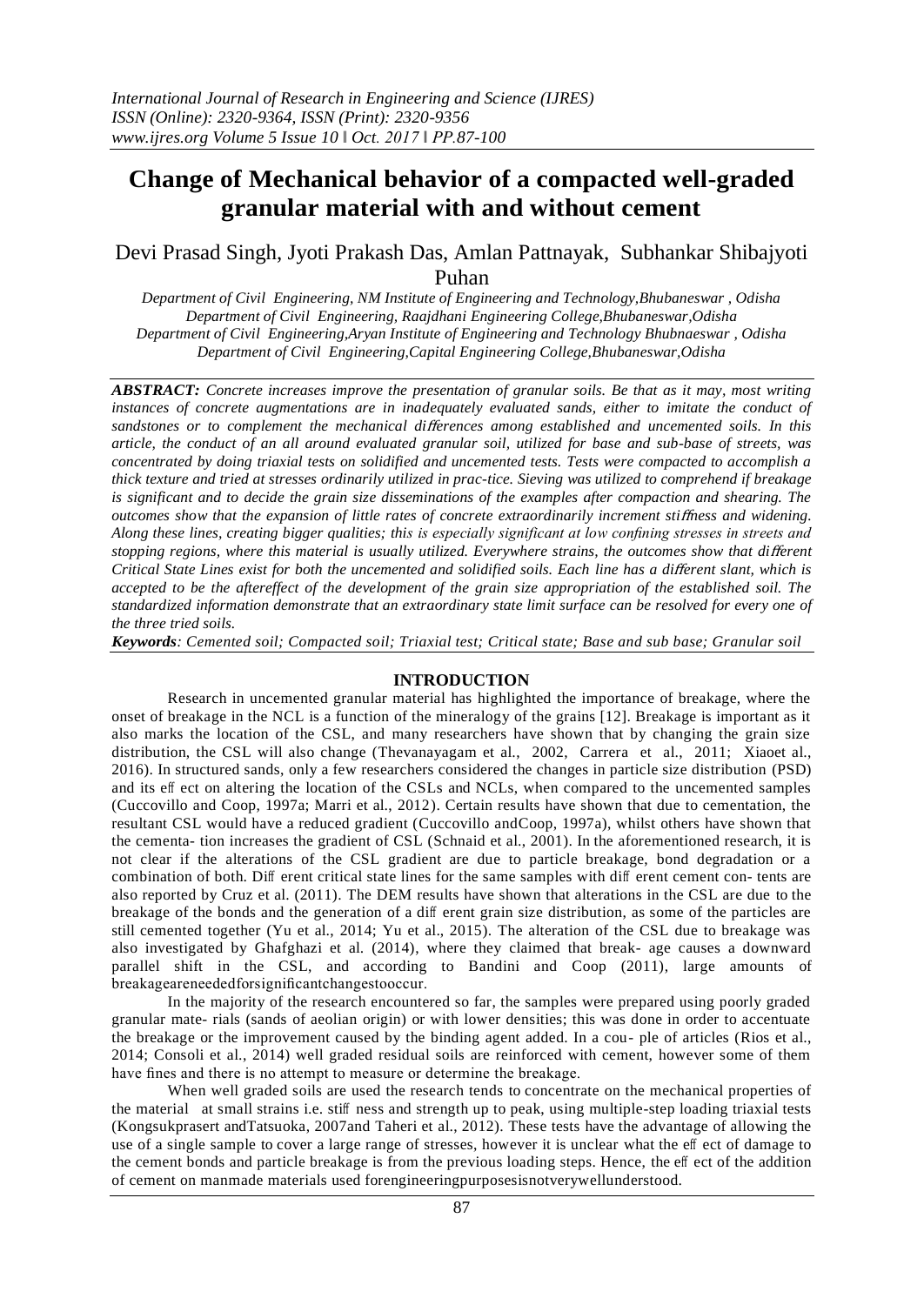# Change of Mechanical behavior of a compacted well-graded granular material with and without cement

Devi Prasad Singh, Jyoti Prakash Das, Amlan Pattnayak, Subhankar Shibajyoti Puhan

*Department of Civil Engineering, NM Institute of Engineering and Technology,Bhubaneswar , Odisha*
*Department of Civil Engineering, Raajdhani Engineering College,Bhubaneswar,Odisha*
*Department of Civil Engineering,Aryan Institute of Engineering and Technology Bhubnaeswar , Odisha*
*Department of Civil Engineering,Capital Engineering College,Bhubaneswar,Odisha*

***ABSTRACT:*** *Concrete increases improve the presentation of granular soils. Be that as it may, most writing instances of concrete augmentations are in inadequately evaluated sands, either to imitate the conduct of sandstones or to complement the mechanical differences among established and uncemented soils. In this article, the conduct of an all around evaluated granular soil, utilized for base and sub-base of streets, was concentrated by doing triaxial tests on solidified and uncemented tests. Tests were compacted to accomplish a thick texture and tried at stresses ordinarily utilized in prac-tice. Sieving was utilized to comprehend if breakage is significant and to decide the grain size disseminations of the examples after compaction and shearing. The outcomes show that the expansion of little rates of concrete extraordinarily increment stiffness and widening. Along these lines, creating bigger qualities; this is especially significant at low confining stresses in streets and stopping regions, where this material is usually utilized. Everywhere strains, the outcomes show that different Critical State Lines exist for both the uncemented and solidified soils. Each line has a different slant, which is accepted to be the aftereffect of the development of the grain size appropriation of the established soil. The standardized information demonstrate that an extraordinary state limit surface can be resolved for every one of the three tried soils.*

***Keywords****: Cemented soil; Compacted soil; Triaxial test; Critical state; Base and sub base; Granular soil*

## INTRODUCTION

Research in uncemented granular material has highlighted the importance of breakage, where the onset of breakage in the NCL is a function of the mineralogy of the grains [12]. Breakage is important as it also marks the location of the CSL, and many researchers have shown that by changing the grain size distribution, the CSL will also change (Thevanayagam et al., 2002, Carrera et al., 2011; Xiaoet al., 2016). In structured sands, only a few researchers considered the changes in particle size distribution (PSD) and its eff ect on altering the location of the CSLs and NCLs, when compared to the uncemented samples (Cuccovillo and Coop, 1997a; Marri et al., 2012). Certain results have shown that due to cementation, the resultant CSL would have a reduced gradient (Cuccovillo andCoop, 1997a), whilst others have shown that the cementa- tion increases the gradient of CSL (Schnaid et al., 2001). In the aforementioned research, it is not clear if the alterations of the CSL gradient are due to particle breakage, bond degradation or a combination of both. Diff erent critical state lines for the same samples with diff erent cement con- tents are also reported by Cruz et al. (2011). The DEM results have shown that alterations in the CSL are due to the breakage of the bonds and the generation of a diff erent grain size distribution, as some of the particles are still cemented together (Yu et al., 2014; Yu et al., 2015). The alteration of the CSL due to breakage was also investigated by Ghafghazi et al. (2014), where they claimed that break- age causes a downward parallel shift in the CSL, and according to Bandini and Coop (2011), large amounts of breakageareneededforsignificantchangestooccur.

In the majority of the research encountered so far, the samples were prepared using poorly graded granular mate- rials (sands of aeolian origin) or with lower densities; this was done in order to accentuate the breakage or the improvement caused by the binding agent added. In a cou- ple of articles (Rios et al., 2014; Consoli et al., 2014) well graded residual soils are reinforced with cement, however some of them have fines and there is no attempt to measure or determine the breakage.

When well graded soils are used the research tends to concentrate on the mechanical properties of the material at small strains i.e. stiff ness and strength up to peak, using multiple-step loading triaxial tests (Kongsukprasert andTatsuoka, 2007and Taheri et al., 2012). These tests have the advantage of allowing the use of a single sample to cover a large range of stresses, however it is unclear what the eff ect of damage to the cement bonds and particle breakage is from the previous loading steps. Hence, the eff ect of the addition of cement on manmade materials used forengineeringpurposesisnotverywellunderstood.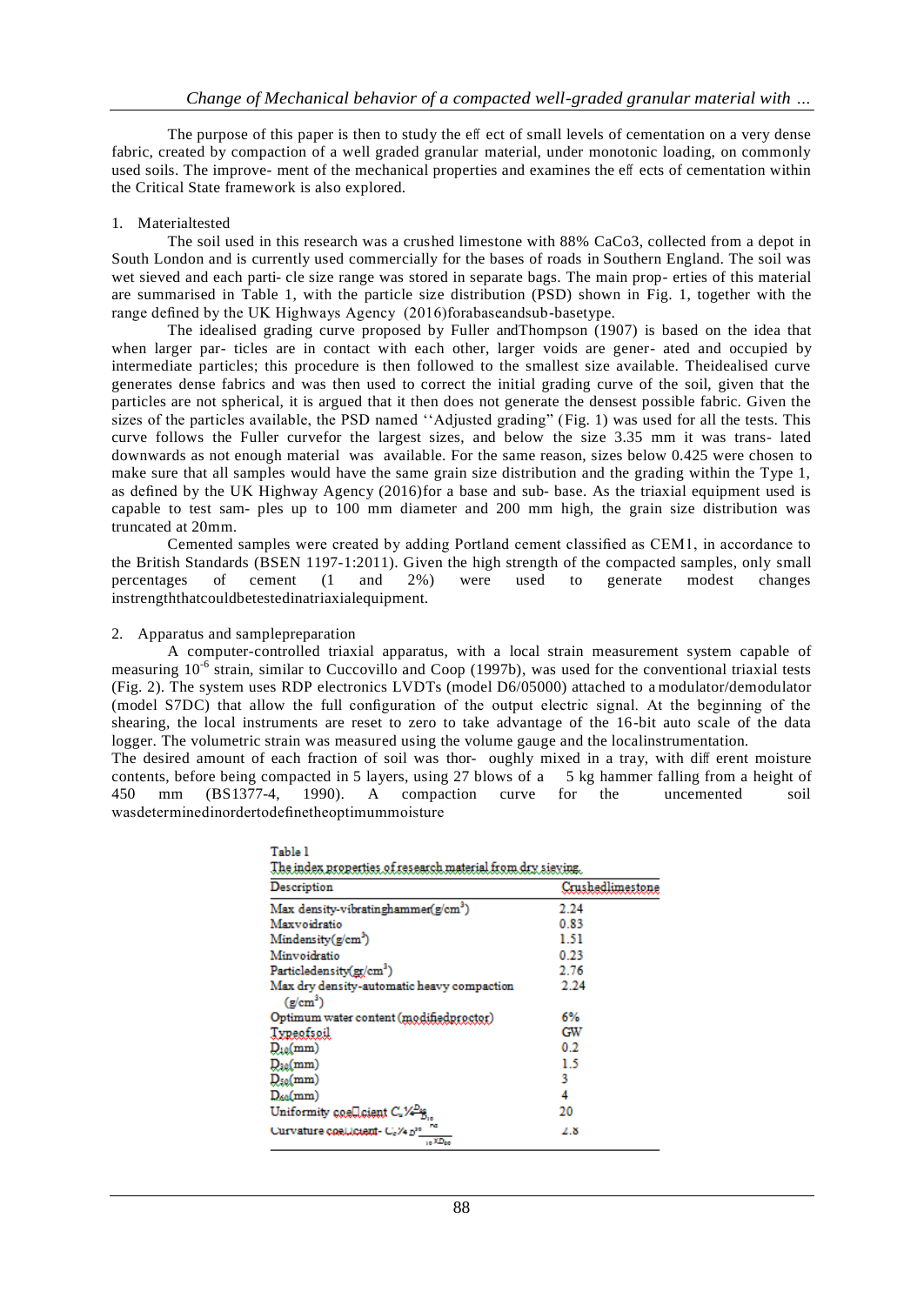The purpose of this paper is then to study the eff ect of small levels of cementation on a very dense fabric, created by compaction of a well graded granular material, under monotonic loading, on commonly used soils. The improve- ment of the mechanical properties and examines the eff ects of cementation within the Critical State framework is also explored.

1. Materialtested

The soil used in this research was a crushed limestone with 88% $CaCo_3$, collected from a depot in South London and is currently used commercially for the bases of roads in Southern England. The soil was wet sieved and each parti- cle size range was stored in separate bags. The main prop- erties of this material are summarised in Table 1, with the particle size distribution (PSD) shown in Fig. 1, together with the range defined by the UK Highways Agency (2016)forabaseandsub-basetype.

The idealised grading curve proposed by Fuller andThompson (1907) is based on the idea that when larger par- ticles are in contact with each other, larger voids are gener- ated and occupied by intermediate particles; this procedure is then followed to the smallest size available. Theidealised curve generates dense fabrics and was then used to correct the initial grading curve of the soil, given that the particles are not spherical, it is argued that it then does not generate the densest possible fabric. Given the sizes of the particles available, the PSD named ''Adjusted grading" (Fig. 1) was used for all the tests. This curve follows the Fuller curvefor the largest sizes, and below the size 3.35 mm it was trans- lated downwards as not enough material was available. For the same reason, sizes below 0.425 were chosen to make sure that all samples would have the same grain size distribution and the grading within the Type 1, as defined by the UK Highway Agency (2016)for a base and sub- base. As the triaxial equipment used is capable to test sam- ples up to 100 mm diameter and 200 mm high, the grain size distribution was truncated at 20mm.

Cemented samples were created by adding Portland cement classified as CEM1, in accordance to the British Standards (BSEN 1197-1:2011). Given the high strength of the compacted samples, only small percentages of cement (1 and 2%) were used to generate modest changes instrengththatcouldbetestedinatriaxialequipment.

2. Apparatus and samplepreparation

A computer-controlled triaxial apparatus, with a local strain measurement system capable of measuring $10^{-6}$ strain, similar to Cuccovillo and Coop (1997b), was used for the conventional triaxial tests (Fig. 2). The system uses RDP electronics LVDTs (model D6/05000) attached to a modulator/demodulator (model S7DC) that allow the full configuration of the output electric signal. At the beginning of the shearing, the local instruments are reset to zero to take advantage of the 16-bit auto scale of the data logger. The volumetric strain was measured using the volume gauge and the localinstrumentation.

The desired amount of each fraction of soil was thor- oughly mixed in a tray, with diff erent moisture contents, before being compacted in 5 layers, using 27 blows of a 5 kg hammer falling from a height of 450 mm (BS1377-4, 1990). A compaction curve for the uncemented soil wasdeterminedinordertodefinetheoptimummoisture

Table 1
The index properties of research material from dry sieving.

| Description | Crushedlimestone |
|---|---|
| Max density-vibratinghammer($g/cm^3$) | 2.24 |
| Maxvoidratio | 0.83 |
| Mindensity($g/cm^3$) | 1.51 |
| Minvoidratio | 0.23 |
| Particledensity($gr/cm^3$) | 2.76 |
| Max dry density-automatic heavy compaction ($g/cm^3$) | 2.24 |
| Optimum water content (modifiedproctor) | 6% |
| Typeofsoil | GW |
| $D_{10}$(mm) | 0.2 |
| $D_{30}$(mm) | 1.5 |
| $D_{50}$(mm) | 3 |
| $D_{60}$(mm) | 4 |
| Uniformity coefficient $C_u = \frac{D_{60}}{D_{10}}$ | 20 |
| Curvature coefficient- $C_c = \frac{D_{30}^2}{D_{10} \times D_{60}}$ | 2.8 |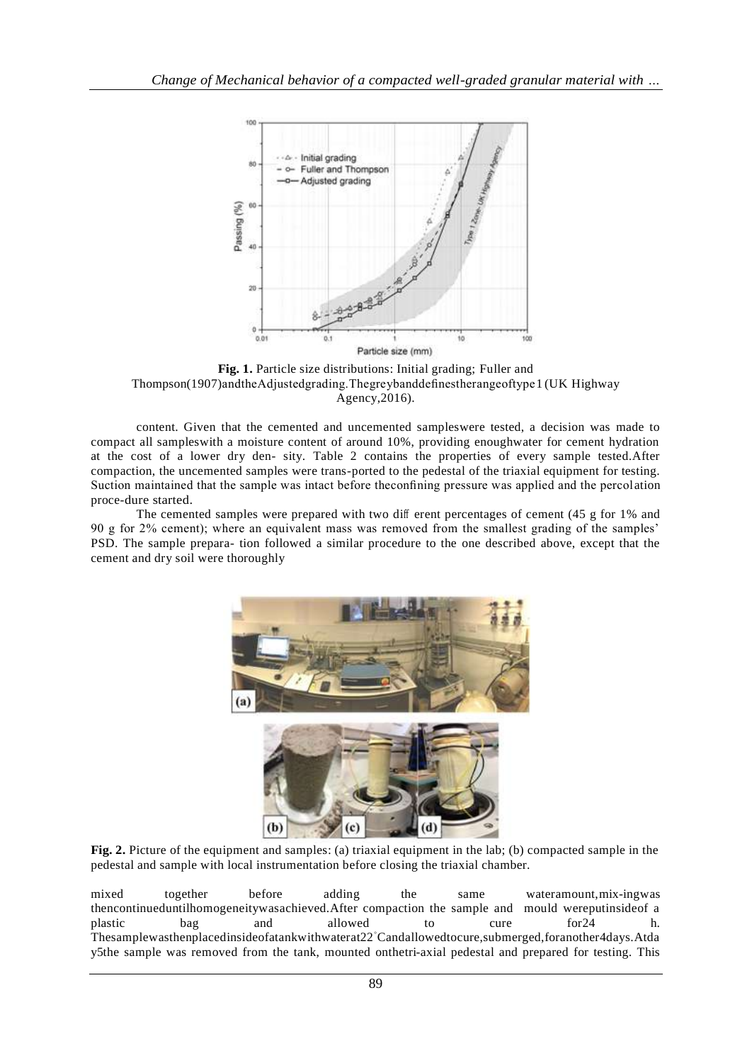**Fig. 1.** Particle size distributions: Initial grading; Fuller and Thompson(1907)andtheAdjustedgrading.Thegreybanddefinestherangeoftype1 (UK Highway Agency,2016).

content. Given that the cemented and uncemented sampleswere tested, a decision was made to compact all sampleswith a moisture content of around 10%, providing enoughwater for cement hydration at the cost of a lower dry den- sity. Table 2 contains the properties of every sample tested.After compaction, the uncemented samples were trans-ported to the pedestal of the triaxial equipment for testing. Suction maintained that the sample was intact before theconfining pressure was applied and the percolation proce-dure started.

The cemented samples were prepared with two diff erent percentages of cement (45 g for 1% and 90 g for 2% cement); where an equivalent mass was removed from the smallest grading of the samples' PSD. The sample prepara- tion followed a similar procedure to the one described above, except that the cement and dry soil were thoroughly

**Fig. 2.** Picture of the equipment and samples: (a) triaxial equipment in the lab; (b) compacted sample in the pedestal and sample with local instrumentation before closing the triaxial chamber.

mixed together before adding the same wateramount,mix-ingwas thencontinueduntilhomogeneitywasachieved.After compaction the sample and mould wereputinsideof a plastic bag and allowed to cure for24 h. Thesamplewasthenplacedinsideofatankwithwaterat22°Candallowedtocure,submerged,foranother4days.Atda y5the sample was removed from the tank, mounted onthetri-axial pedestal and prepared for testing. This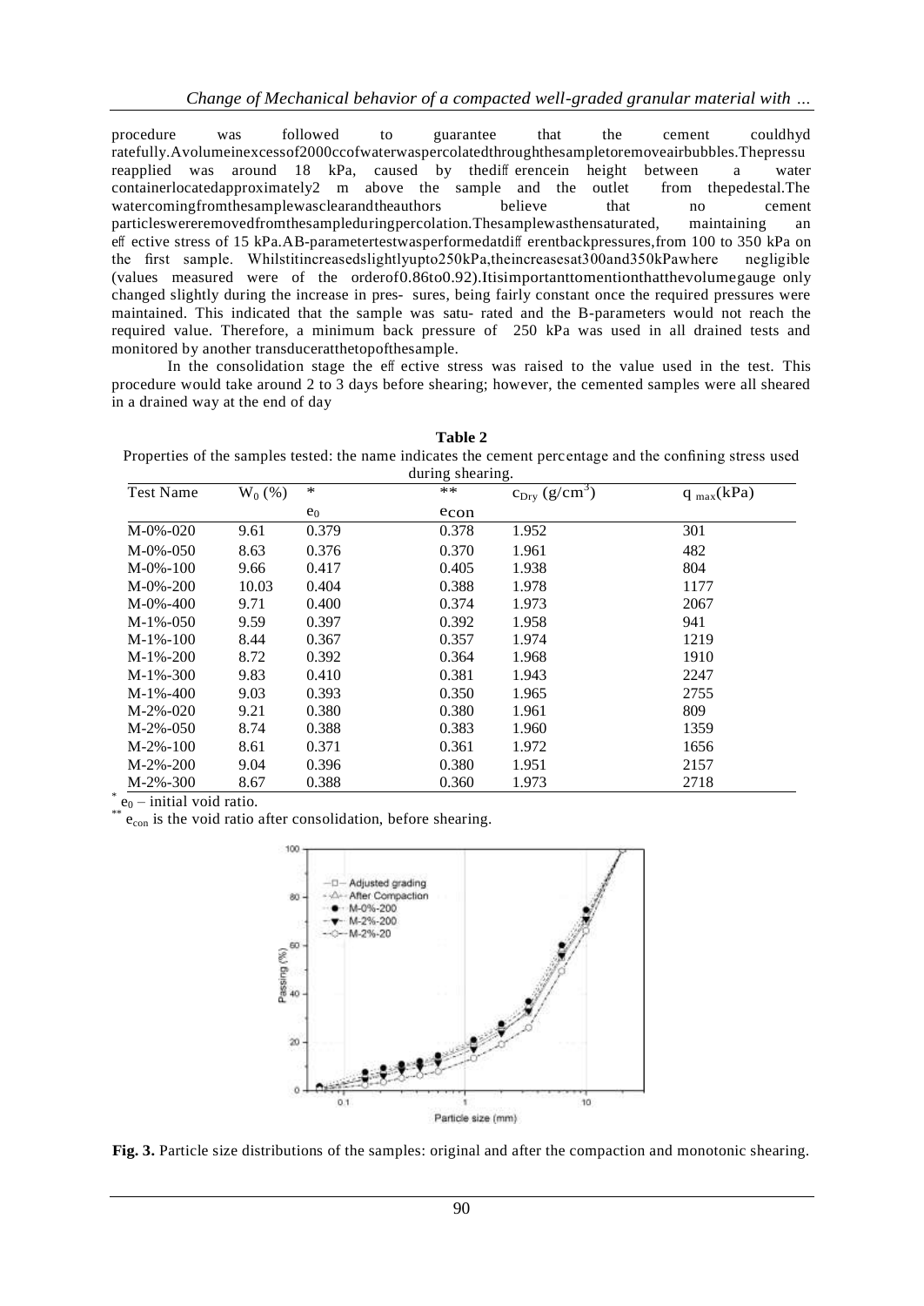procedure was followed to guarantee that the cement couldhyd ratefully.Avolumeinexcessof2000ccofwaterwaspercolatedthroughthesampletoremoveairbubbles.Thepressu reapplied was around 18 kPa, caused by thediff erencein height between a water containerlocatedapproximately2 m above the sample and the outlet from thepedestal.The watercomingfromthesamplewasclearandtheauthors believe that no cement particleswereremovedfromthesampleduringpercolation.Thesamplewasthensaturated, maintaining an eff ective stress of 15 kPa.AB-parametertestwasperformedatdiff erentbackpressures,from 100 to 350 kPa on the first sample. Whilstitincreasedslightlyupto250kPa,theincreasesat300and350kPawhere negligible (values measured were of the orderof0.86to0.92).Itisimportanttomentionthatthevolumegauge only changed slightly during the increase in pres- sures, being fairly constant once the required pressures were maintained. This indicated that the sample was satu- rated and the B-parameters would not reach the required value. Therefore, a minimum back pressure of 250 kPa was used in all drained tests and monitored by another transduceratthetopofthesample.

In the consolidation stage the eff ective stress was raised to the value used in the test. This procedure would take around 2 to 3 days before shearing; however, the cemented samples were all sheared in a drained way at the end of day

**Table 2**

Properties of the samples tested: the name indicates the cement percentage and the confining stress used during shearing.

| Test Name | $W_0$ (%) | * $e_0$ | ** $e_{con}$ | $c_{Dry}$ (g/cm$^3$) | $q_{max}$(kPa) |
|---|---|---|---|---|---|
| M-0%-020 | 9.61 | 0.379 | 0.378 | 1.952 | 301 |
| M-0%-050 | 8.63 | 0.376 | 0.370 | 1.961 | 482 |
| M-0%-100 | 9.66 | 0.417 | 0.405 | 1.938 | 804 |
| M-0%-200 | 10.03 | 0.404 | 0.388 | 1.978 | 1177 |
| M-0%-400 | 9.71 | 0.400 | 0.374 | 1.973 | 2067 |
| M-1%-050 | 9.59 | 0.397 | 0.392 | 1.958 | 941 |
| M-1%-100 | 8.44 | 0.367 | 0.357 | 1.974 | 1219 |
| M-1%-200 | 8.72 | 0.392 | 0.364 | 1.968 | 1910 |
| M-1%-300 | 9.83 | 0.410 | 0.381 | 1.943 | 2247 |
| M-1%-400 | 9.03 | 0.393 | 0.350 | 1.965 | 2755 |
| M-2%-020 | 9.21 | 0.380 | 0.380 | 1.961 | 809 |
| M-2%-050 | 8.74 | 0.388 | 0.383 | 1.960 | 1359 |
| M-2%-100 | 8.61 | 0.371 | 0.361 | 1.972 | 1656 |
| M-2%-200 | 9.04 | 0.396 | 0.380 | 1.951 | 2157 |
| M-2%-300 | 8.67 | 0.388 | 0.360 | 1.973 | 2718 |

* $e_0$ – initial void ratio.

** $e_{con}$ is the void ratio after consolidation, before shearing.

**Fig. 3.** Particle size distributions of the samples: original and after the compaction and monotonic shearing.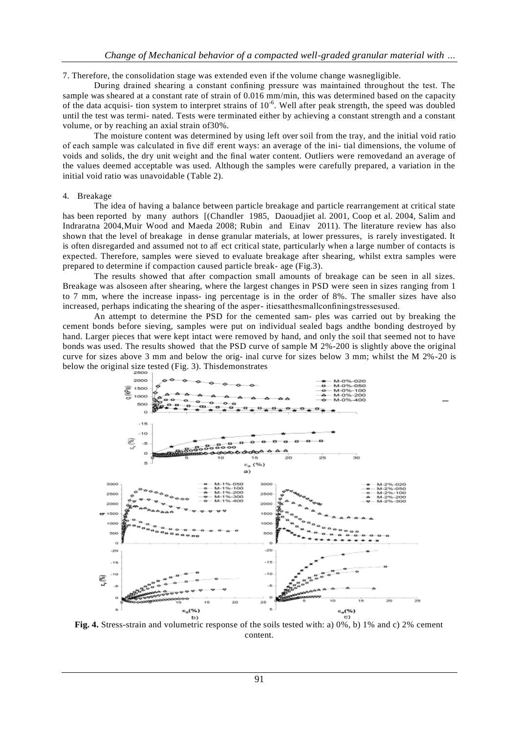7. Therefore, the consolidation stage was extended even if the volume change wasnegligible.

During drained shearing a constant confining pressure was maintained throughout the test. The sample was sheared at a constant rate of strain of 0.016 mm/min, this was determined based on the capacity of the data acquisi- tion system to interpret strains of $10^{-6}$. Well after peak strength, the speed was doubled until the test was termi- nated. Tests were terminated either by achieving a constant strength and a constant volume, or by reaching an axial strain of30%.

The moisture content was determined by using left over soil from the tray, and the initial void ratio of each sample was calculated in five diff erent ways: an average of the ini- tial dimensions, the volume of voids and solids, the dry unit weight and the final water content. Outliers were removedand an average of the values deemed acceptable was used. Although the samples were carefully prepared, a variation in the initial void ratio was unavoidable (Table 2).

## 4. Breakage

The idea of having a balance between particle breakage and particle rearrangement at critical state has been reported by many authors [(Chandler 1985, Daouadjiet al. 2001, Coop et al. 2004, Salim and Indraratna 2004,Muir Wood and Maeda 2008; Rubin and Einav 2011). The literature review has also shown that the level of breakage in dense granular materials, at lower pressures, is rarely investigated. It is often disregarded and assumed not to aff ect critical state, particularly when a large number of contacts is expected. Therefore, samples were sieved to evaluate breakage after shearing, whilst extra samples were prepared to determine if compaction caused particle break- age (Fig.3).

The results showed that after compaction small amounts of breakage can be seen in all sizes. Breakage was alsoseen after shearing, where the largest changes in PSD were seen in sizes ranging from 1 to 7 mm, where the increase inpass- ing percentage is in the order of 8%. The smaller sizes have also increased, perhaps indicating the shearing of the asper- itiesatthesmallconfiningstressesused.

An attempt to determine the PSD for the cemented sam- ples was carried out by breaking the cement bonds before sieving, samples were put on individual sealed bags andthe bonding destroyed by hand. Larger pieces that were kept intact were removed by hand, and only the soil that seemed not to have bonds was used. The results showed that the PSD curve of sample M 2%-200 is slightly above the original curve for sizes above 3 mm and below the orig- inal curve for sizes below 3 mm; whilst the M 2%-20 is below the original size tested (Fig. 3). Thisdemonstrates

**Fig. 4.** Stress-strain and volumetric response of the soils tested with: a) 0%, b) 1% and c) 2% cement content.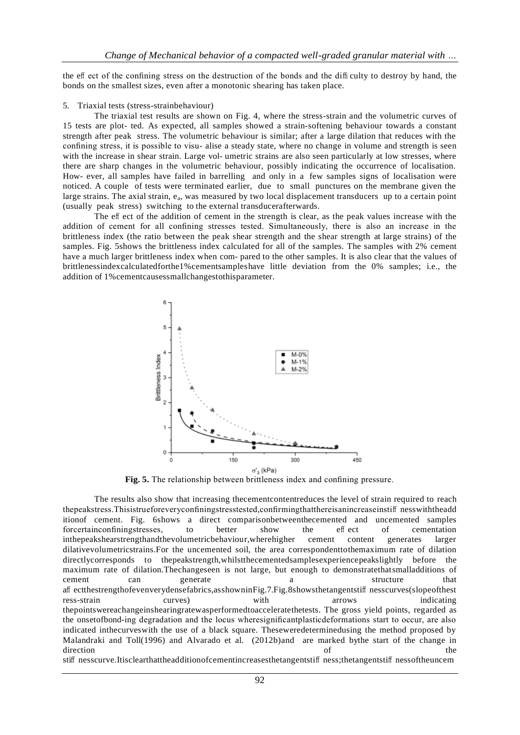the effect of the confining stress on the destruction of the bonds and the difficulty to destroy by hand, the bonds on the smallest sizes, even after a monotonic shearing has taken place.

## 5. Triaxial tests (stress-strainbehaviour)

The triaxial test results are shown on Fig. 4, where the stress-strain and the volumetric curves of 15 tests are plot- ted. As expected, all samples showed a strain-softening behaviour towards a constant strength after peak stress. The volumetric behaviour is similar; after a large dilation that reduces with the confining stress, it is possible to visu- alise a steady state, where no change in volume and strength is seen with the increase in shear strain. Large vol- umetric strains are also seen particularly at low stresses, where there are sharp changes in the volumetric behaviour, possibly indicating the occurrence of localisation. How- ever, all samples have failed in barrelling and only in a few samples signs of localisation were noticed. A couple of tests were terminated earlier, due to small punctures on the membrane given the large strains. The axial strain, $e_a$, was measured by two local displacement transducers up to a certain point (usually peak stress) switching to the external transducerafterwards.

The effect of the addition of cement in the strength is clear, as the peak values increase with the addition of cement for all confining stresses tested. Simultaneously, there is also an increase in the brittleness index (the ratio between the peak shear strength and the shear strength at large strains) of the samples. Fig. 5shows the brittleness index calculated for all of the samples. The samples with 2% cement have a much larger brittleness index when com- pared to the other samples. It is also clear that the values of brittlenessindexcalculatedforthe1%cementsampleshave little deviation from the 0% samples; i.e., the addition of 1%cementcausessmallchangestothisparameter.

**Fig. 5.** The relationship between brittleness index and confining pressure.

The results also show that increasing thecementcontentreduces the level of strain required to reach thepeakstress.Thisistrueforeveryconfiningstresstested,confirmingthatthereisanincreaseinstiffnesswiththeadditionof cement. Fig. 6shows a direct comparisonbetweenthecemented and uncemented samples forcertainconfiningstresses, to better show the effect of cementation inthepeakshearstrengthandthevolumetricbehaviour,wherehigher cement content generates larger dilativevolumetricstrains.For the uncemented soil, the area correspondenttothemaximum rate of dilation directlycorresponds to thepeakstrength,whilstthecementedsamplesexperiencepeakslightly before the maximum rate of dilation.Thechangeseen is not large, but enough to demonstratethatsmalladditions of cement can generate a structure that affectthestrengthofevenverydensefabrics,asshowninFig.7.Fig.8showsthetangentstiffnesscurves(slopeofthestress-strain curves) with arrows indicating thepointswereachangeinshearingratewasperformedtoacceleratethetests. The gross yield points, regarded as the onsetofbond-ing degradation and the locus wheresignificantplasticdeformations start to occur, are also indicated inthecurveswith the use of a black square. Thesewereedeterminedusing the method proposed by Malandraki and Toll(1996) and Alvarado et al. (2012b)and are marked bythe start of the change in direction of the stiffnesscurve.Itisclearthattheadditionofcementincreasesthetangentstiffness;thetangentstiffnessoftheuncem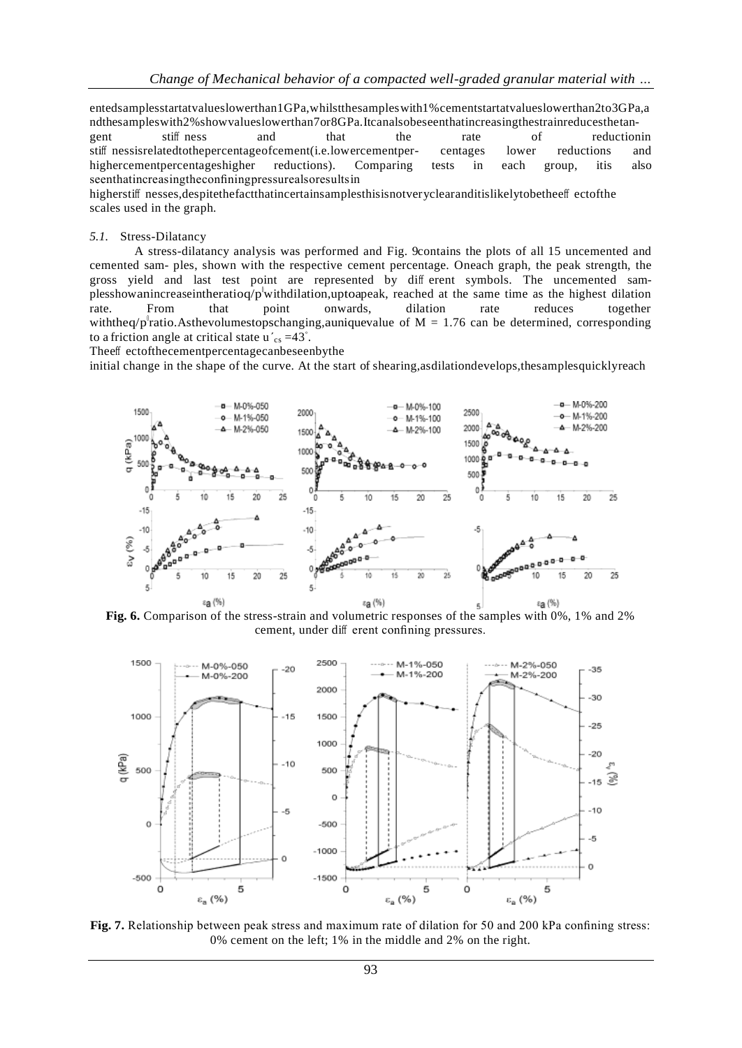entedsamples start at values lower than 1GPa, whilst the samples with 1% cement start at values lower than 2 to 3GPa, and the samples with 2% show values lower than 7 or 8GPa. It can also be seen that increasing the strain reduces the tangent stiffness and that the rate of reduction in stiffness is related to the percentage of cement (i.e. lower cement percentages lower reductions and higher cement percentages higher reductions). Comparing tests in each group, it is also seen that increasing the confining pressure also results in higher stiffnesses, despite the fact that in certain samples this is not very clear and it is likely to be the effect of the scales used in the graph.

*5.1.* Stress-Dilatancy

A stress-dilatancy analysis was performed and Fig. 9 contains the plots of all 15 uncemented and cemented samples, shown with the respective cement percentage. On each graph, the peak strength, the gross yield and last test point are represented by different symbols. The uncemented samples show an increase in the ratio $q/p'$ with dilation, up to a peak, reached at the same time as the highest dilation rate. From that point onwards, dilation rate reduces together with the $q/p'$ ratio. As the volume stops changing, a unique value of M = 1.76 can be determined, corresponding to a friction angle at critical state $\varphi'_{cs} = 43°$.

The effect of the cement percentage can be seen by the initial change in the shape of the curve. At the start of shearing, as dilation develops, the samples quickly reach

**Fig. 6.** Comparison of the stress-strain and volumetric responses of the samples with 0%, 1% and 2% cement, under different confining pressures.

**Fig. 7.** Relationship between peak stress and maximum rate of dilation for 50 and 200 kPa confining stress: 0% cement on the left; 1% in the middle and 2% on the right.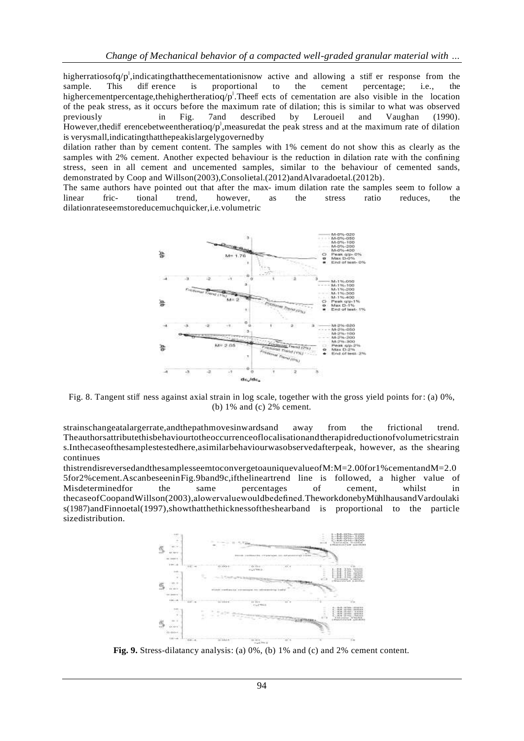higher ratios of $q/p'$, indicating that the cementation is now active and allowing a stiffer response from the sample. This difference is proportional to the cement percentage; i.e., the higher cement percentage, the higher the ratio $q/p'$. The effects of cementation are also visible in the location of the peak stress, as it occurs before the maximum rate of dilation; this is similar to what was observed previously in Fig. 7 and described by Leroueil and Vaughan (1990). However, the difference between the ratio $q/p'$, measured at the peak stress and at the maximum rate of dilation is very small, indicating that the peak is largely governed by dilation rather than by cement content. The samples with 1% cement do not show this as clearly as the samples with 2% cement. Another expected behaviour is the reduction in dilation rate with the confining stress, seen in all cement and uncemented samples, similar to the behaviour of cemented sands, demonstrated by Coop and Willson (2003), Consoli et al. (2012) and Alvarado et al. (2012b).

The same authors have pointed out that after the maximum dilation rate the samples seem to follow a linear frictional trend, however, as the stress ratio reduces, the dilation rate seems to reduce much quicker, i.e. volumetric

Fig. 8. Tangent stiffness against axial strain in log scale, together with the gross yield points for: (a) 0%, (b) 1% and (c) 2% cement.

strains change at a larger rate, and the path moves inwards and away from the frictional trend. The authors attribute this behaviour to the occurrence of localisation and the rapid reduction of volumetric strains. In the case of the samples tested here, a similar behaviour was observed after peak, however, as the shearing continues this trend is reversed and the samples seem to converge to a unique value of M: M=2.00 for 1% cement and M=2.05 for 2% cement. As can be seen in Fig. 9b and 9c, if the linear trend line is followed, a higher value of M is determined for the same percentages of cement, whilst in the case of Coop and Willson (2003), a lower value would be defined. The work done by Mühlhaus and Vardoulakis (1987) and Finno et al. (1997), show that the thickness of the shear band is proportional to the particle size distribution.

**Fig. 9.** Stress-dilatancy analysis: (a) 0%, (b) 1% and (c) 2% cement content.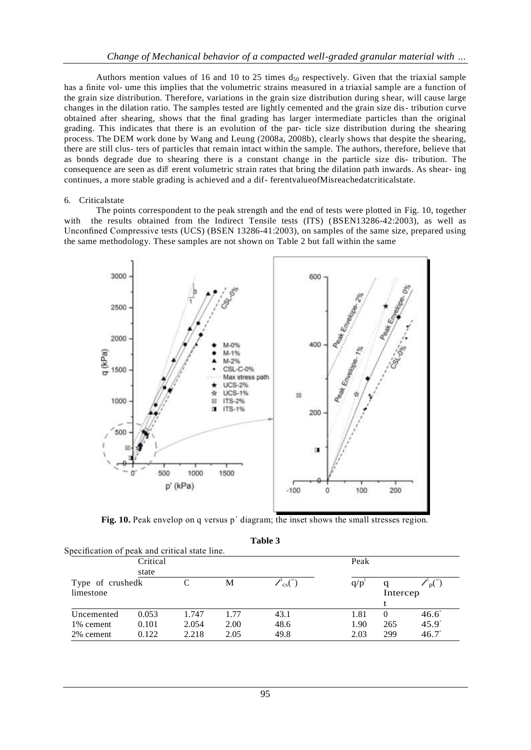Authors mention values of 16 and 10 to 25 times $d_{50}$ respectively. Given that the triaxial sample has a finite vol- ume this implies that the volumetric strains measured in a triaxial sample are a function of the grain size distribution. Therefore, variations in the grain size distribution during shear, will cause large changes in the dilation ratio. The samples tested are lightly cemented and the grain size dis- tribution curve obtained after shearing, shows that the final grading has larger intermediate particles than the original grading. This indicates that there is an evolution of the par- ticle size distribution during the shearing process. The DEM work done by Wang and Leung (2008a, 2008b), clearly shows that despite the shearing, there are still clus- ters of particles that remain intact within the sample. The authors, therefore, believe that as bonds degrade due to shearing there is a constant change in the particle size dis- tribution. The consequence are seen as diff erent volumetric strain rates that bring the dilation path inwards. As shear- ing continues, a more stable grading is achieved and a dif- ferentvalueofMisreachedatcriticalstate.

## 6. Criticalstate

The points correspondent to the peak strength and the end of tests were plotted in Fig. 10, together with the results obtained from the Indirect Tensile tests (ITS) (BSEN13286-42:2003), as well as Unconfined Compressive tests (UCS) (BSEN 13286-41:2003), on samples of the same size, prepared using the same methodology. These samples are not shown on Table 2 but fall within the same

**Fig. 10.** Peak envelop on q versus p´ diagram; the inset shows the small stresses region.

**Table 3**

Specification of peak and critical state line.

| Type of crushed limestone | Critical state k | | | | Peak | | |
|---|---|---|---|---|---|---|---|
| | | C | M | $\phi'_{cs}(^\circ)$ | $q/p'$ | q Intercept | $\phi'_p(^\circ)$ |
| Uncemented | 0.053 | 1.747 | 1.77 | 43.1 | 1.81 | 0 | 46.6° |
| 1% cement | 0.101 | 2.054 | 2.00 | 48.6 | 1.90 | 265 | 45.9° |
| 2% cement | 0.122 | 2.218 | 2.05 | 49.8 | 2.03 | 299 | 46.7° |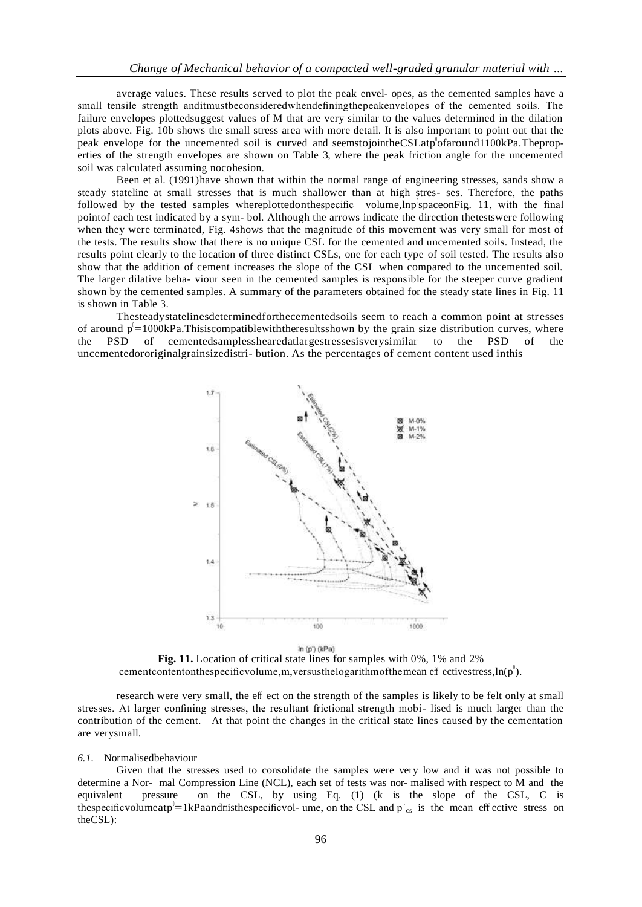average values. These results served to plot the peak envel- opes, as the cemented samples have a small tensile strength and it must be considered when defining the peak envelopes of the cemented soils. The failure envelopes plotted suggest values of M that are very similar to the values determined in the dilation plots above. Fig. 10b shows the small stress area with more detail. It is also important to point out that the peak envelope for the uncemented soil is curved and seems to join the CSL at $p'$ of around 1100 kPa. The properties of the strength envelopes are shown on Table 3, where the peak friction angle for the uncemented soil was calculated assuming no cohesion.

Been et al. (1991) have shown that within the normal range of engineering stresses, sands show a steady state line at small stresses that is much shallower than at high stres- ses. Therefore, the paths followed by the tested samples were plotted on the specific volume, $\ln p'$ space on Fig. 11, with the final point of each test indicated by a sym- bol. Although the arrows indicate the direction the tests were following when they were terminated, Fig. 4 shows that the magnitude of this movement was very small for most of the tests. The results show that there is no unique CSL for the cemented and uncemented soils. Instead, the results point clearly to the location of three distinct CSLs, one for each type of soil tested. The results also show that the addition of cement increases the slope of the CSL when compared to the uncemented soil. The larger dilative beha- viour seen in the cemented samples is responsible for the steeper curve gradient shown by the cemented samples. A summary of the parameters obtained for the steady state lines in Fig. 11 is shown in Table 3.

The steady state lines determined for the cemented soils seem to reach a common point at stresses of around $p'=1000$ kPa. This is compatible with the results shown by the grain size distribution curves, where the PSD of cemented samples sheared at largest stresses is very similar to the PSD of the uncemented or original grain size distri- bution. As the percentages of cement content used in this

**Fig. 11.** Location of critical state lines for samples with 0%, 1% and 2% cement content on the specific volume, $\nu$, versus the logarithm of the mean effective stress, $\ln(p')$.

research were very small, the effect on the strength of the samples is likely to be felt only at small stresses. At larger confining stresses, the resultant frictional strength mobi- lised is much larger than the contribution of the cement. At that point the changes in the critical state lines caused by the cementation are very small.

### *6.1.* Normalised behaviour

Given that the stresses used to consolidate the samples were very low and it was not possible to determine a Nor- mal Compression Line (NCL), each set of tests was nor- malised with respect to M and the equivalent pressure on the CSL, by using Eq. (1) ($k$ is the slope of the CSL, $C$ is the specific volume at $p'=1$ kPa and $\nu$ is the specific vol- ume, on the CSL and $p'_{cs}$ is the mean effective stress on the CSL):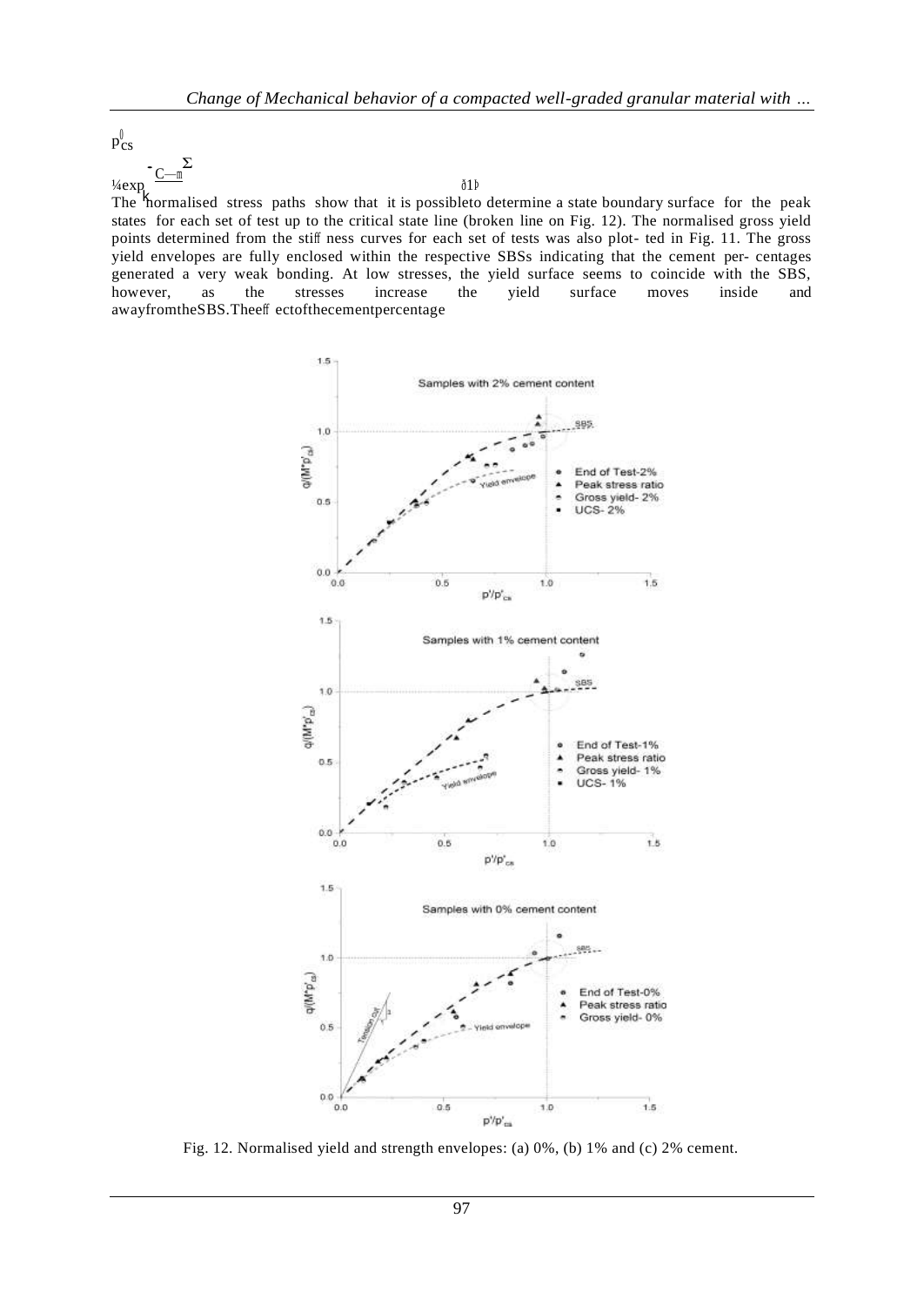$$p'_{cs} = \exp\left[\frac{C - m}{k}\right] \quad (1)$$

The normalised stress paths show that it is possible to determine a state boundary surface for the peak states for each set of test up to the critical state line (broken line on Fig. 12). The normalised gross yield points determined from the stiffness curves for each set of tests was also plotted in Fig. 11. The gross yield envelopes are fully enclosed within the respective SBSs indicating that the cement percentages generated a very weak bonding. At low stresses, the yield surface seems to coincide with the SBS, however, as the stresses increase the yield surface moves inside and away from the SBS. The effect of the cement percentage

Fig. 12. Normalised yield and strength envelopes: (a) 0%, (b) 1% and (c) 2% cement.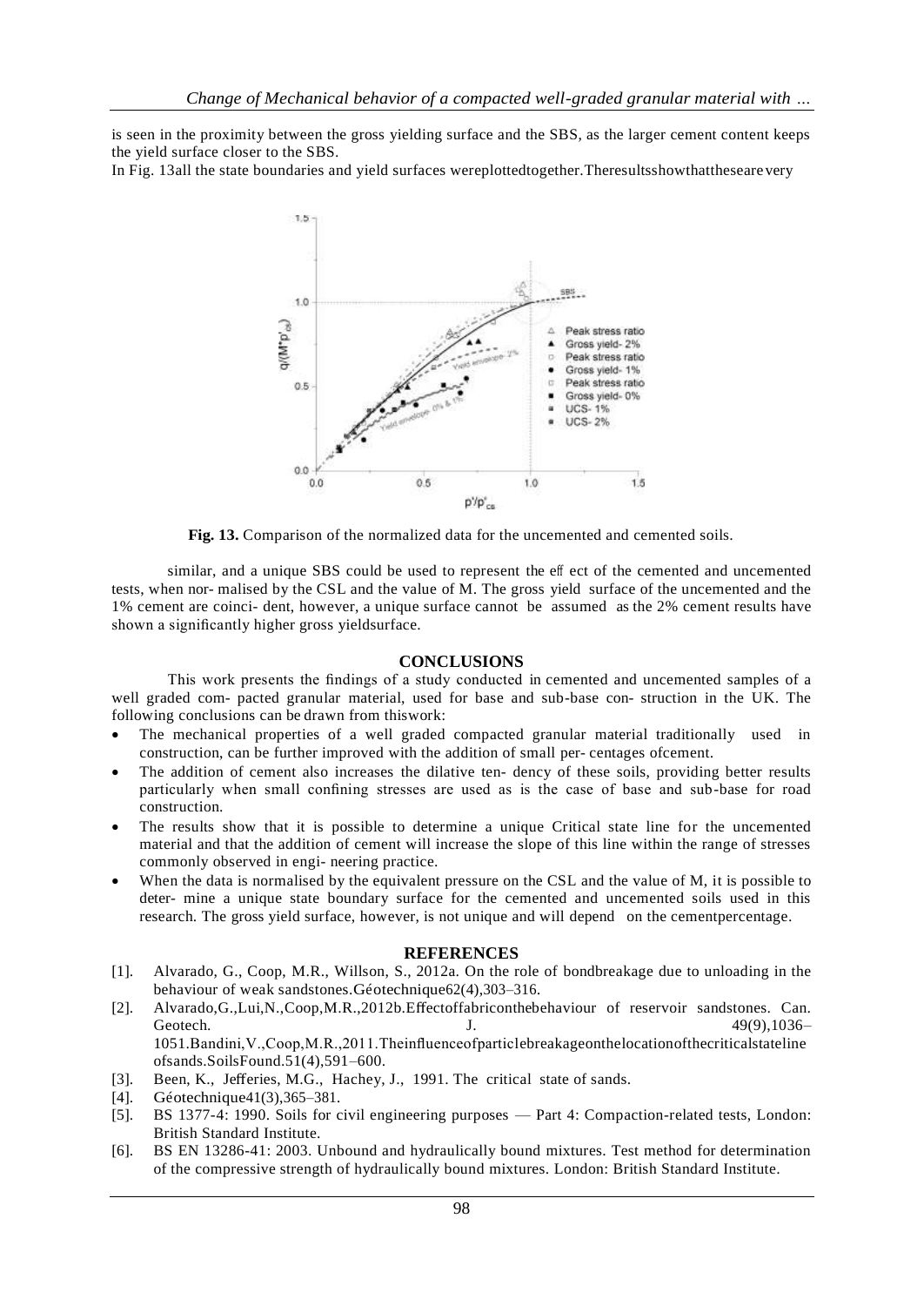is seen in the proximity between the gross yielding surface and the SBS, as the larger cement content keeps the yield surface closer to the SBS.

In Fig. 13all the state boundaries and yield surfaces wereplottedtogether.Theresultsshowthatthesearevery

**Fig. 13.** Comparison of the normalized data for the uncemented and cemented soils.

similar, and a unique SBS could be used to represent the eff ect of the cemented and uncemented tests, when nor- malised by the CSL and the value of M. The gross yield surface of the uncemented and the 1% cement are coinci- dent, however, a unique surface cannot be assumed as the 2% cement results have shown a significantly higher gross yieldsurface.

## CONCLUSIONS

This work presents the findings of a study conducted in cemented and uncemented samples of a well graded com- pacted granular material, used for base and sub-base con- struction in the UK. The following conclusions can be drawn from thiswork:

- The mechanical properties of a well graded compacted granular material traditionally used in construction, can be further improved with the addition of small per- centages ofcement.
- The addition of cement also increases the dilative ten- dency of these soils, providing better results particularly when small confining stresses are used as is the case of base and sub-base for road construction.
- The results show that it is possible to determine a unique Critical state line for the uncemented material and that the addition of cement will increase the slope of this line within the range of stresses commonly observed in engi- neering practice.
- When the data is normalised by the equivalent pressure on the CSL and the value of M, it is possible to deter- mine a unique state boundary surface for the cemented and uncemented soils used in this research. The gross yield surface, however, is not unique and will depend on the cementpercentage.

## REFERENCES

[1]. Alvarado, G., Coop, M.R., Willson, S., 2012a. On the role of bondbreakage due to unloading in the behaviour of weak sandstones.Géotechnique62(4),303–316.

[2]. Alvarado,G.,Lui,N.,Coop,M.R.,2012b.Effectoffabriconthebehaviour of reservoir sandstones. Can. Geotech. J. 49(9),1036–1051.Bandini,V.,Coop,M.R.,2011.Theinfluenceofparticlebreakageonthelocationofthecriticalstateline ofsands.SoilsFound.51(4),591–600.

[3]. Been, K., Jefferies, M.G., Hachey, J., 1991. The critical state of sands.

[4]. Géotechnique41(3),365–381.

[5]. BS 1377-4: 1990. Soils for civil engineering purposes — Part 4: Compaction-related tests, London: British Standard Institute.

[6]. BS EN 13286-41: 2003. Unbound and hydraulically bound mixtures. Test method for determination of the compressive strength of hydraulically bound mixtures. London: British Standard Institute.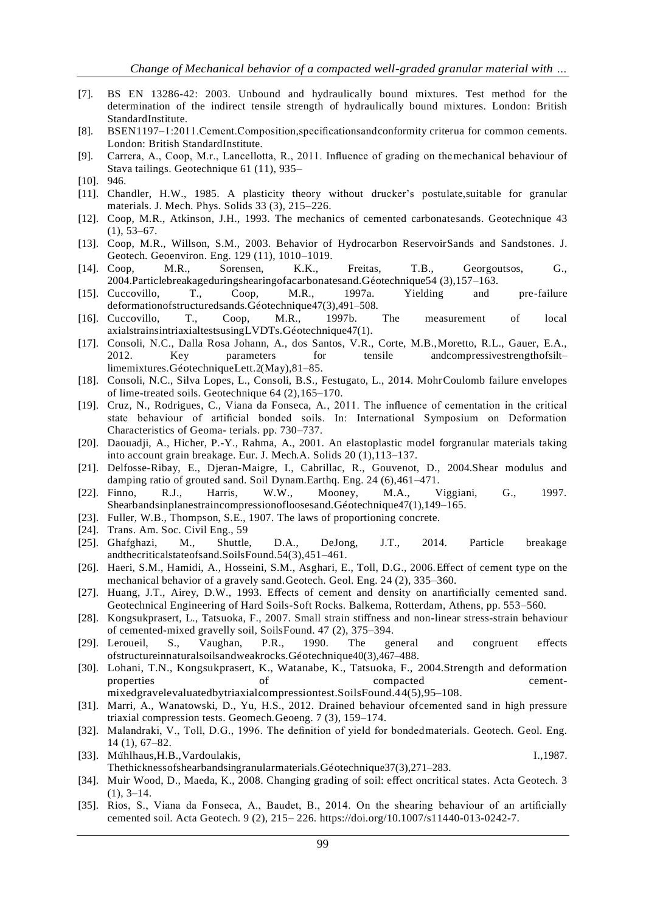[7]. BS EN 13286-42: 2003. Unbound and hydraulically bound mixtures. Test method for the determination of the indirect tensile strength of hydraulically bound mixtures. London: British StandardInstitute.

[8]. BSEN1197–1:2011.Cement.Composition,specificationsandconformity criterua for common cements. London: British StandardInstitute.

[9]. Carrera, A., Coop, M.r., Lancellotta, R., 2011. Influence of grading on themechanical behaviour of Stava tailings. Geotechnique 61 (11), 935–

[10]. 946.

[11]. Chandler, H.W., 1985. A plasticity theory without drucker's postulate,suitable for granular materials. J. Mech. Phys. Solids 33 (3), 215–226.

[12]. Coop, M.R., Atkinson, J.H., 1993. The mechanics of cemented carbonatesands. Geotechnique 43 (1), 53–67.

[13]. Coop, M.R., Willson, S.M., 2003. Behavior of Hydrocarbon ReservoirSands and Sandstones. J. Geotech. Geoenviron. Eng. 129 (11), 1010–1019.

[14]. Coop, M.R., Sorensen, K.K., Freitas, T.B., Georgoutsos, G., 2004.Particlebreakageduringshearingofacarbonatesand.Géotechnique54 (3),157–163.

[15]. Cuccovillo, T., Coop, M.R., 1997a. Yielding and pre-failure deformationofstructuredsands.Géotechnique47(3),491–508.

[16]. Cuccovillo, T., Coop, M.R., 1997b. The measurement of local axialstrainsintriaxialtestsusingLVDTs.Géotechnique47(1).

[17]. Consoli, N.C., Dalla Rosa Johann, A., dos Santos, V.R., Corte, M.B.,Moretto, R.L., Gauer, E.A., 2012. Key parameters for tensile andcompressivestrengthofsilt–limemixtures.GéotechniqueLett.2(May),81–85.

[18]. Consoli, N.C., Silva Lopes, L., Consoli, B.S., Festugato, L., 2014. MohrCoulomb failure envelopes of lime-treated soils. Geotechnique 64 (2),165–170.

[19]. Cruz, N., Rodrigues, C., Viana da Fonseca, A., 2011. The influence of cementation in the critical state behaviour of artificial bonded soils. In: International Symposium on Deformation Characteristics of Geoma- terials. pp. 730–737.

[20]. Daouadji, A., Hicher, P.-Y., Rahma, A., 2001. An elastoplastic model forgranular materials taking into account grain breakage. Eur. J. Mech.A. Solids 20 (1),113–137.

[21]. Delfosse-Ribay, E., Djeran-Maigre, I., Cabrillac, R., Gouvenot, D., 2004.Shear modulus and damping ratio of grouted sand. Soil Dynam.Earthq. Eng. 24 (6),461–471.

[22]. Finno, R.J., Harris, W.W., Mooney, M.A., Viggiani, G., 1997. Shearbandsinplanestraincompressionofloosesand.Géotechnique47(1),149–165.

[23]. Fuller, W.B., Thompson, S.E., 1907. The laws of proportioning concrete.

[24]. Trans. Am. Soc. Civil Eng., 59

[25]. Ghafghazi, M., Shuttle, D.A., DeJong, J.T., 2014. Particle breakage andthecriticalstateofsand.SoilsFound.54(3),451–461.

[26]. Haeri, S.M., Hamidi, A., Hosseini, S.M., Asghari, E., Toll, D.G., 2006.Effect of cement type on the mechanical behavior of a gravely sand.Geotech. Geol. Eng. 24 (2), 335–360.

[27]. Huang, J.T., Airey, D.W., 1993. Effects of cement and density on anartificially cemented sand. Geotechnical Engineering of Hard Soils-Soft Rocks. Balkema, Rotterdam, Athens, pp. 553–560.

[28]. Kongsukprasert, L., Tatsuoka, F., 2007. Small strain stiffness and non-linear stress-strain behaviour of cemented-mixed gravelly soil, SoilsFound. 47 (2), 375–394.

[29]. Leroueil, S., Vaughan, P.R., 1990. The general and congruent effects ofstructureinnaturalsoilsandweakrocks.Géotechnique40(3),467–488.

[30]. Lohani, T.N., Kongsukprasert, K., Watanabe, K., Tatsuoka, F., 2004.Strength and deformation properties of compacted cement-mixedgravelevaluatedbytriaxialcompressiontest.SoilsFound.44(5),95–108.

[31]. Marri, A., Wanatowski, D., Yu, H.S., 2012. Drained behaviour ofcemented sand in high pressure triaxial compression tests. Geomech.Geoeng. 7 (3), 159–174.

[32]. Malandraki, V., Toll, D.G., 1996. The definition of yield for bondedmaterials. Geotech. Geol. Eng. 14 (1), 67–82.

[33]. Mühlhaus,H.B.,Vardoulakis, I.,1987. Thethicknessofshearbandsingranularmaterials.Géotechnique37(3),271–283.

[34]. Muir Wood, D., Maeda, K., 2008. Changing grading of soil: effect oncritical states. Acta Geotech. 3 (1), 3–14.

[35]. Rios, S., Viana da Fonseca, A., Baudet, B., 2014. On the shearing behaviour of an artificially cemented soil. Acta Geotech. 9 (2), 215– 226. https://doi.org/10.1007/s11440-013-0242-7.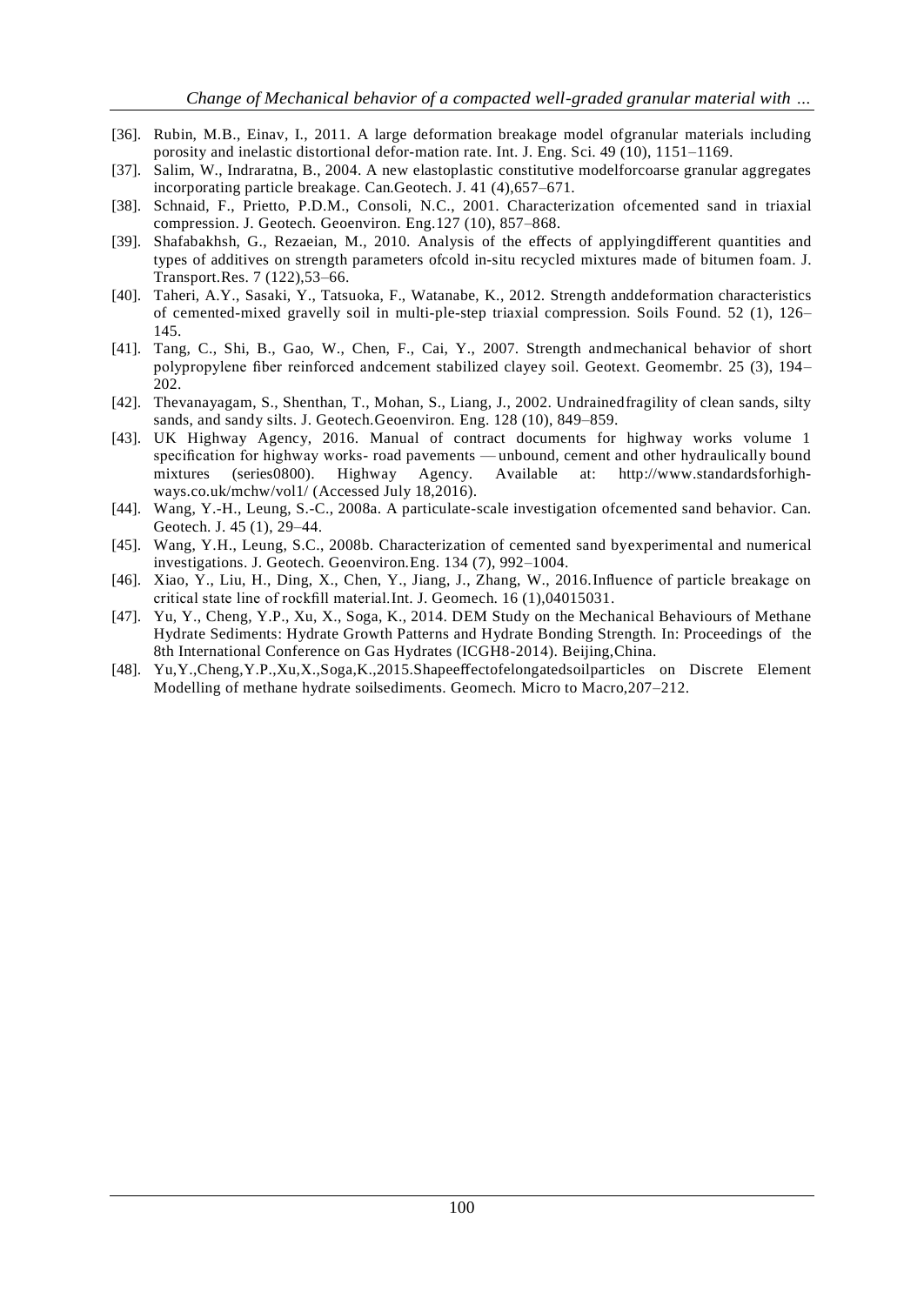[36]. Rubin, M.B., Einav, I., 2011. A large deformation breakage model ofgranular materials including porosity and inelastic distortional defor-mation rate. Int. J. Eng. Sci. 49 (10), 1151–1169.

[37]. Salim, W., Indraratna, B., 2004. A new elastoplastic constitutive modelforcoarse granular aggregates incorporating particle breakage. Can.Geotech. J. 41 (4),657–671.

[38]. Schnaid, F., Prietto, P.D.M., Consoli, N.C., 2001. Characterization ofcemented sand in triaxial compression. J. Geotech. Geoenviron. Eng.127 (10), 857–868.

[39]. Shafabakhsh, G., Rezaeian, M., 2010. Analysis of the effects of applyingdifferent quantities and types of additives on strength parameters ofcold in-situ recycled mixtures made of bitumen foam. J. Transport.Res. 7 (122),53–66.

[40]. Taheri, A.Y., Sasaki, Y., Tatsuoka, F., Watanabe, K., 2012. Strength anddeformation characteristics of cemented-mixed gravelly soil in multi-ple-step triaxial compression. Soils Found. 52 (1), 126–145.

[41]. Tang, C., Shi, B., Gao, W., Chen, F., Cai, Y., 2007. Strength andmechanical behavior of short polypropylene fiber reinforced andcement stabilized clayey soil. Geotext. Geomembr. 25 (3), 194–202.

[42]. Thevanayagam, S., Shenthan, T., Mohan, S., Liang, J., 2002. Undrainedfragility of clean sands, silty sands, and sandy silts. J. Geotech.Geoenviron. Eng. 128 (10), 849–859.

[43]. UK Highway Agency, 2016. Manual of contract documents for highway works volume 1 specification for highway works- road pavements — unbound, cement and other hydraulically bound mixtures (series0800). Highway Agency. Available at: http://www.standardsforhigh-ways.co.uk/mchw/vol1/ (Accessed July 18,2016).

[44]. Wang, Y.-H., Leung, S.-C., 2008a. A particulate-scale investigation ofcemented sand behavior. Can. Geotech. J. 45 (1), 29–44.

[45]. Wang, Y.H., Leung, S.C., 2008b. Characterization of cemented sand byexperimental and numerical investigations. J. Geotech. Geoenviron.Eng. 134 (7), 992–1004.

[46]. Xiao, Y., Liu, H., Ding, X., Chen, Y., Jiang, J., Zhang, W., 2016.Influence of particle breakage on critical state line of rockfill material.Int. J. Geomech. 16 (1),04015031.

[47]. Yu, Y., Cheng, Y.P., Xu, X., Soga, K., 2014. DEM Study on the Mechanical Behaviours of Methane Hydrate Sediments: Hydrate Growth Patterns and Hydrate Bonding Strength. In: Proceedings of the 8th International Conference on Gas Hydrates (ICGH8-2014). Beijing,China.

[48]. Yu,Y.,Cheng,Y.P.,Xu,X.,Soga,K.,2015.Shapeeffectofelongatedsoilparticles on Discrete Element Modelling of methane hydrate soilsediments. Geomech. Micro to Macro,207–212.